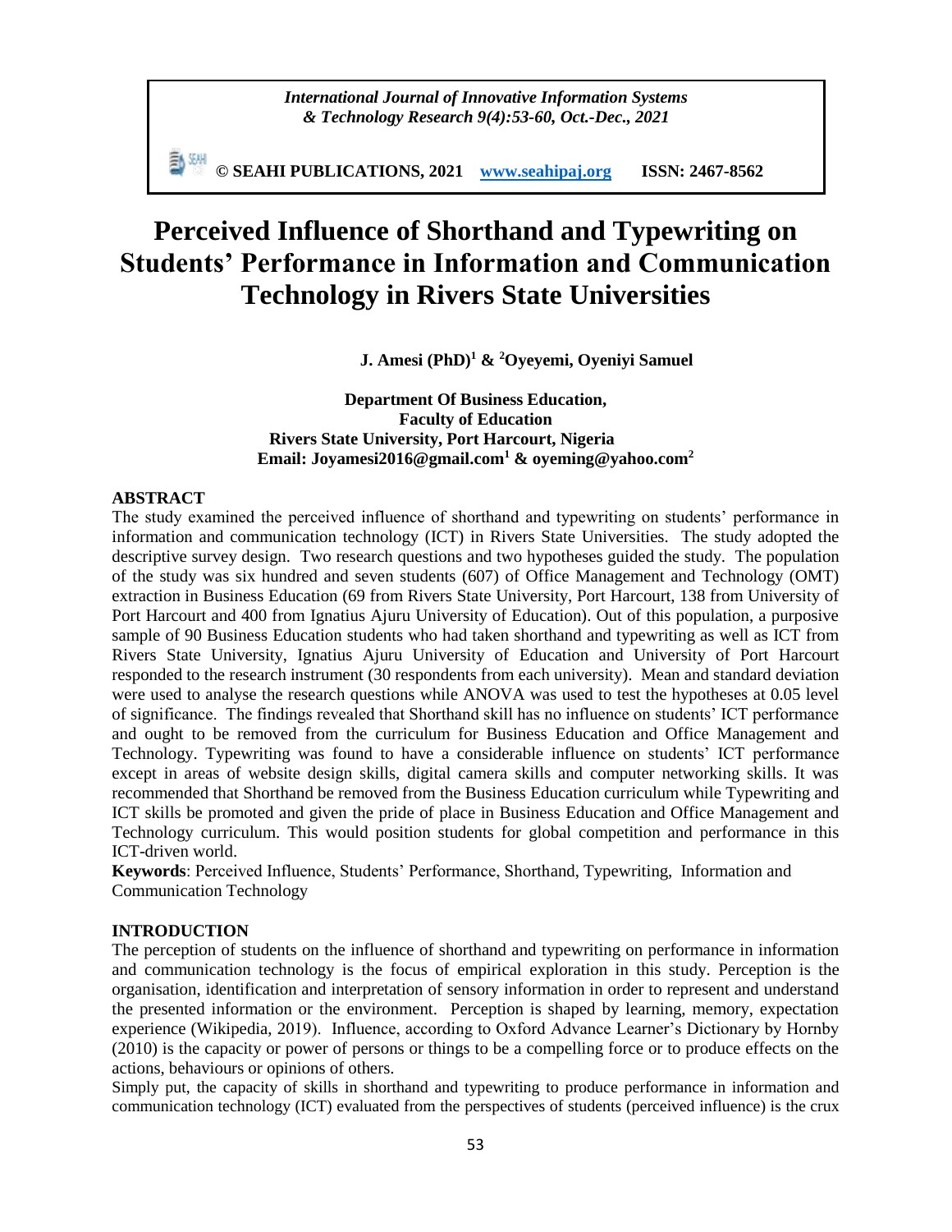# Perceived Influence of Shorthand and Typewriting on Students' Performance in Information and Communication Technology in Rivers State Universities

**J. Amesi (PhD)[1] & [2]Oyeyemi, Oyeniyi Samuel**

**Department Of Business Education,**
**Faculty of Education**
**Rivers State University, Port Harcourt, Nigeria**
**Email: Joyamesi2016@gmail.com[1] & oyeming@yahoo.com[2]**

## ABSTRACT

The study examined the perceived influence of shorthand and typewriting on students' performance in information and communication technology (ICT) in Rivers State Universities. The study adopted the descriptive survey design. Two research questions and two hypotheses guided the study. The population of the study was six hundred and seven students (607) of Office Management and Technology (OMT) extraction in Business Education (69 from Rivers State University, Port Harcourt, 138 from University of Port Harcourt and 400 from Ignatius Ajuru University of Education). Out of this population, a purposive sample of 90 Business Education students who had taken shorthand and typewriting as well as ICT from Rivers State University, Ignatius Ajuru University of Education and University of Port Harcourt responded to the research instrument (30 respondents from each university). Mean and standard deviation were used to analyse the research questions while ANOVA was used to test the hypotheses at 0.05 level of significance. The findings revealed that Shorthand skill has no influence on students' ICT performance and ought to be removed from the curriculum for Business Education and Office Management and Technology. Typewriting was found to have a considerable influence on students' ICT performance except in areas of website design skills, digital camera skills and computer networking skills. It was recommended that Shorthand be removed from the Business Education curriculum while Typewriting and ICT skills be promoted and given the pride of place in Business Education and Office Management and Technology curriculum. This would position students for global competition and performance in this ICT-driven world.

**Keywords**: Perceived Influence, Students' Performance, Shorthand, Typewriting, Information and Communication Technology

## INTRODUCTION

The perception of students on the influence of shorthand and typewriting on performance in information and communication technology is the focus of empirical exploration in this study. Perception is the organisation, identification and interpretation of sensory information in order to represent and understand the presented information or the environment. Perception is shaped by learning, memory, expectation experience (Wikipedia, 2019). Influence, according to Oxford Advance Learner's Dictionary by Hornby (2010) is the capacity or power of persons or things to be a compelling force or to produce effects on the actions, behaviours or opinions of others.

Simply put, the capacity of skills in shorthand and typewriting to produce performance in information and communication technology (ICT) evaluated from the perspectives of students (perceived influence) is the crux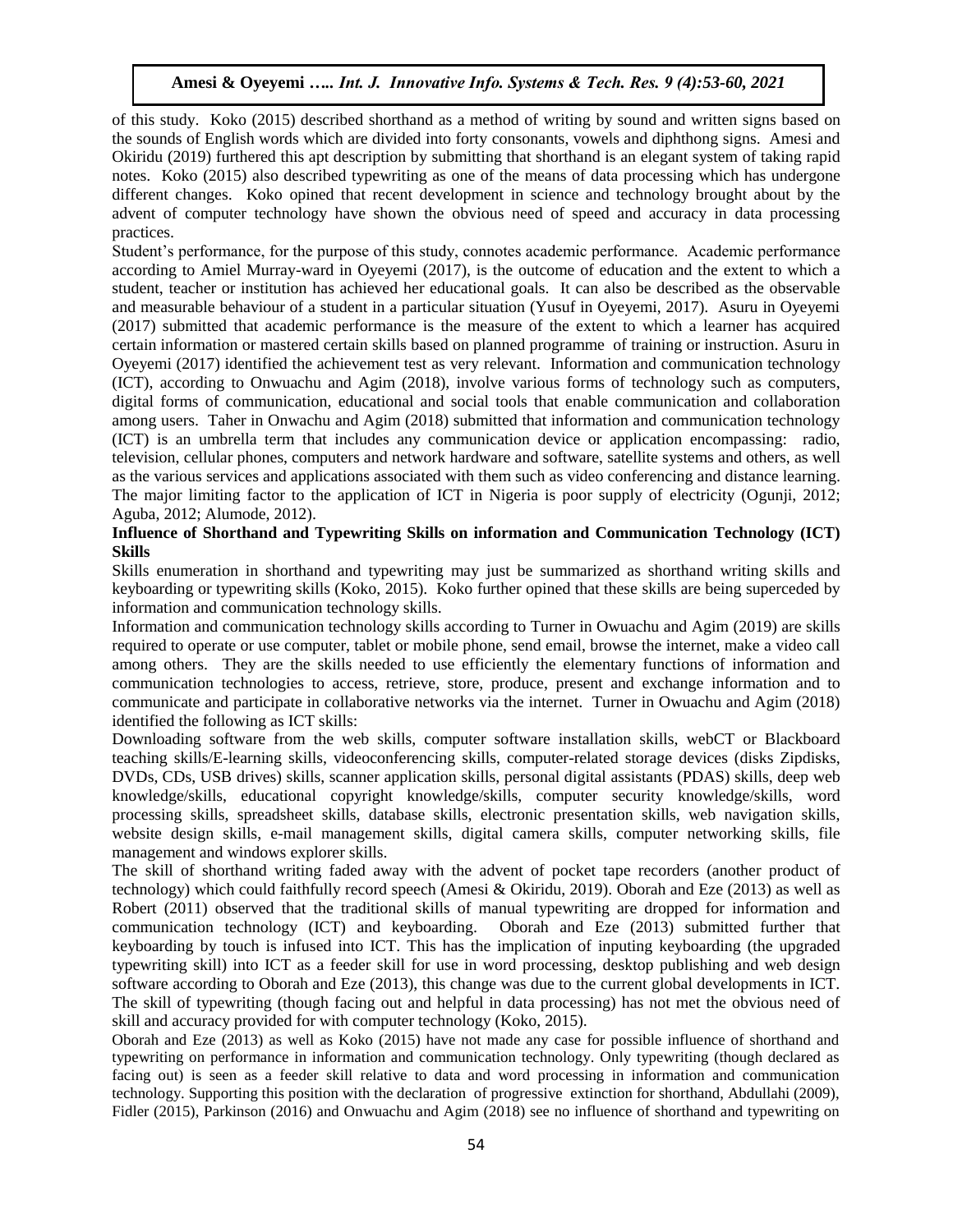of this study. Koko (2015) described shorthand as a method of writing by sound and written signs based on the sounds of English words which are divided into forty consonants, vowels and diphthong signs. Amesi and Okiridu (2019) furthered this apt description by submitting that shorthand is an elegant system of taking rapid notes. Koko (2015) also described typewriting as one of the means of data processing which has undergone different changes. Koko opined that recent development in science and technology brought about by the advent of computer technology have shown the obvious need of speed and accuracy in data processing practices.

Student's performance, for the purpose of this study, connotes academic performance. Academic performance according to Amiel Murray-ward in Oyeyemi (2017), is the outcome of education and the extent to which a student, teacher or institution has achieved her educational goals. It can also be described as the observable and measurable behaviour of a student in a particular situation (Yusuf in Oyeyemi, 2017). Asuru in Oyeyemi (2017) submitted that academic performance is the measure of the extent to which a learner has acquired certain information or mastered certain skills based on planned programme of training or instruction. Asuru in Oyeyemi (2017) identified the achievement test as very relevant. Information and communication technology (ICT), according to Onwuachu and Agim (2018), involve various forms of technology such as computers, digital forms of communication, educational and social tools that enable communication and collaboration among users. Taher in Onwachu and Agim (2018) submitted that information and communication technology (ICT) is an umbrella term that includes any communication device or application encompassing: radio, television, cellular phones, computers and network hardware and software, satellite systems and others, as well as the various services and applications associated with them such as video conferencing and distance learning. The major limiting factor to the application of ICT in Nigeria is poor supply of electricity (Ogunji, 2012; Aguba, 2012; Alumode, 2012).

**Influence of Shorthand and Typewriting Skills on information and Communication Technology (ICT) Skills**

Skills enumeration in shorthand and typewriting may just be summarized as shorthand writing skills and keyboarding or typewriting skills (Koko, 2015). Koko further opined that these skills are being superceded by information and communication technology skills.

Information and communication technology skills according to Turner in Owuachu and Agim (2019) are skills required to operate or use computer, tablet or mobile phone, send email, browse the internet, make a video call among others. They are the skills needed to use efficiently the elementary functions of information and communication technologies to access, retrieve, store, produce, present and exchange information and to communicate and participate in collaborative networks via the internet. Turner in Owuachu and Agim (2018) identified the following as ICT skills:

Downloading software from the web skills, computer software installation skills, webCT or Blackboard teaching skills/E-learning skills, videoconferencing skills, computer-related storage devices (disks Zipdisks, DVDs, CDs, USB drives) skills, scanner application skills, personal digital assistants (PDAS) skills, deep web knowledge/skills, educational copyright knowledge/skills, computer security knowledge/skills, word processing skills, spreadsheet skills, database skills, electronic presentation skills, web navigation skills, website design skills, e-mail management skills, digital camera skills, computer networking skills, file management and windows explorer skills.

The skill of shorthand writing faded away with the advent of pocket tape recorders (another product of technology) which could faithfully record speech (Amesi & Okiridu, 2019). Oborah and Eze (2013) as well as Robert (2011) observed that the traditional skills of manual typewriting are dropped for information and communication technology (ICT) and keyboarding. Oborah and Eze (2013) submitted further that keyboarding by touch is infused into ICT. This has the implication of inputing keyboarding (the upgraded typewriting skill) into ICT as a feeder skill for use in word processing, desktop publishing and web design software according to Oborah and Eze (2013), this change was due to the current global developments in ICT. The skill of typewriting (though facing out and helpful in data processing) has not met the obvious need of skill and accuracy provided for with computer technology (Koko, 2015).

Oborah and Eze (2013) as well as Koko (2015) have not made any case for possible influence of shorthand and typewriting on performance in information and communication technology. Only typewriting (though declared as facing out) is seen as a feeder skill relative to data and word processing in information and communication technology. Supporting this position with the declaration of progressive extinction for shorthand, Abdullahi (2009), Fidler (2015), Parkinson (2016) and Onwuachu and Agim (2018) see no influence of shorthand and typewriting on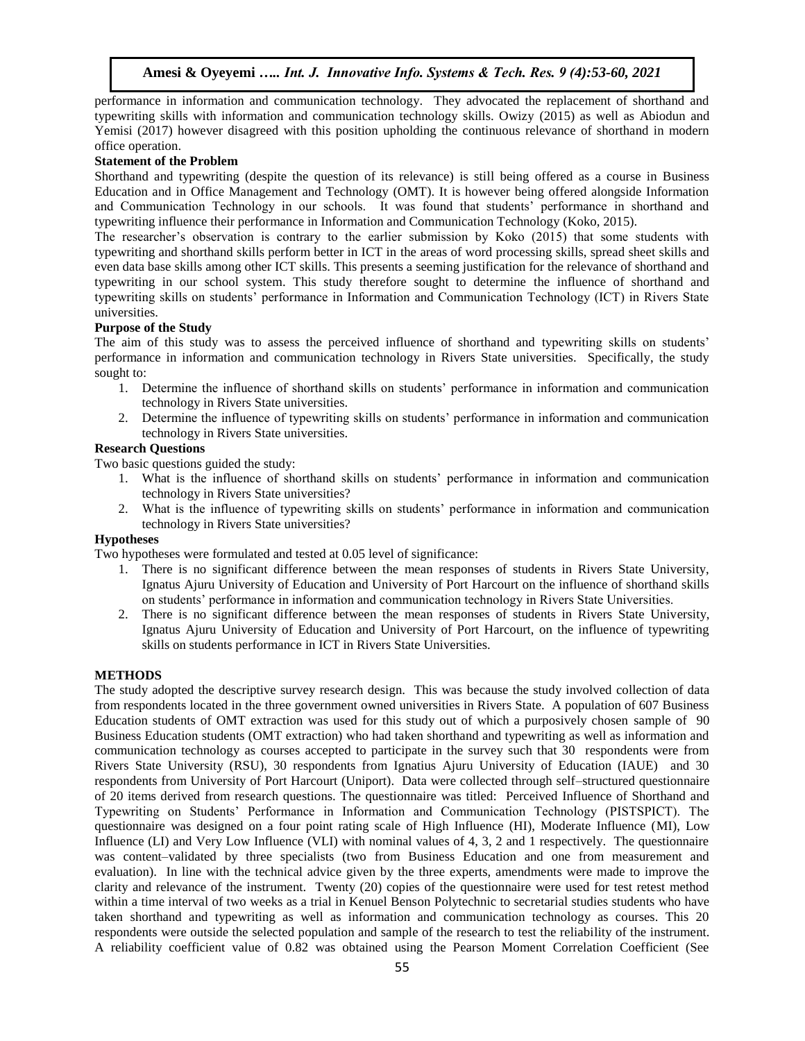performance in information and communication technology. They advocated the replacement of shorthand and typewriting skills with information and communication technology skills. Owizy (2015) as well as Abiodun and Yemisi (2017) however disagreed with this position upholding the continuous relevance of shorthand in modern office operation.

**Statement of the Problem**

Shorthand and typewriting (despite the question of its relevance) is still being offered as a course in Business Education and in Office Management and Technology (OMT). It is however being offered alongside Information and Communication Technology in our schools. It was found that students' performance in shorthand and typewriting influence their performance in Information and Communication Technology (Koko, 2015).

The researcher's observation is contrary to the earlier submission by Koko (2015) that some students with typewriting and shorthand skills perform better in ICT in the areas of word processing skills, spread sheet skills and even data base skills among other ICT skills. This presents a seeming justification for the relevance of shorthand and typewriting in our school system. This study therefore sought to determine the influence of shorthand and typewriting skills on students' performance in Information and Communication Technology (ICT) in Rivers State universities.

**Purpose of the Study**

The aim of this study was to assess the perceived influence of shorthand and typewriting skills on students' performance in information and communication technology in Rivers State universities. Specifically, the study sought to:

1. Determine the influence of shorthand skills on students' performance in information and communication technology in Rivers State universities.
2. Determine the influence of typewriting skills on students' performance in information and communication technology in Rivers State universities.

**Research Questions**

Two basic questions guided the study:

1. What is the influence of shorthand skills on students' performance in information and communication technology in Rivers State universities?
2. What is the influence of typewriting skills on students' performance in information and communication technology in Rivers State universities?

**Hypotheses**

Two hypotheses were formulated and tested at 0.05 level of significance:

1. There is no significant difference between the mean responses of students in Rivers State University, Ignatus Ajuru University of Education and University of Port Harcourt on the influence of shorthand skills on students' performance in information and communication technology in Rivers State Universities.
2. There is no significant difference between the mean responses of students in Rivers State University, Ignatus Ajuru University of Education and University of Port Harcourt, on the influence of typewriting skills on students performance in ICT in Rivers State Universities.

**METHODS**

The study adopted the descriptive survey research design. This was because the study involved collection of data from respondents located in the three government owned universities in Rivers State. A population of 607 Business Education students of OMT extraction was used for this study out of which a purposively chosen sample of 90 Business Education students (OMT extraction) who had taken shorthand and typewriting as well as information and communication technology as courses accepted to participate in the survey such that 30 respondents were from Rivers State University (RSU), 30 respondents from Ignatius Ajuru University of Education (IAUE) and 30 respondents from University of Port Harcourt (Uniport). Data were collected through self–structured questionnaire of 20 items derived from research questions. The questionnaire was titled: Perceived Influence of Shorthand and Typewriting on Students' Performance in Information and Communication Technology (PISTSPICT). The questionnaire was designed on a four point rating scale of High Influence (HI), Moderate Influence (MI), Low Influence (LI) and Very Low Influence (VLI) with nominal values of 4, 3, 2 and 1 respectively. The questionnaire was content–validated by three specialists (two from Business Education and one from measurement and evaluation). In line with the technical advice given by the three experts, amendments were made to improve the clarity and relevance of the instrument. Twenty (20) copies of the questionnaire were used for test retest method within a time interval of two weeks as a trial in Kenuel Benson Polytechnic to secretarial studies students who have taken shorthand and typewriting as well as information and communication technology as courses. This 20 respondents were outside the selected population and sample of the research to test the reliability of the instrument. A reliability coefficient value of 0.82 was obtained using the Pearson Moment Correlation Coefficient (See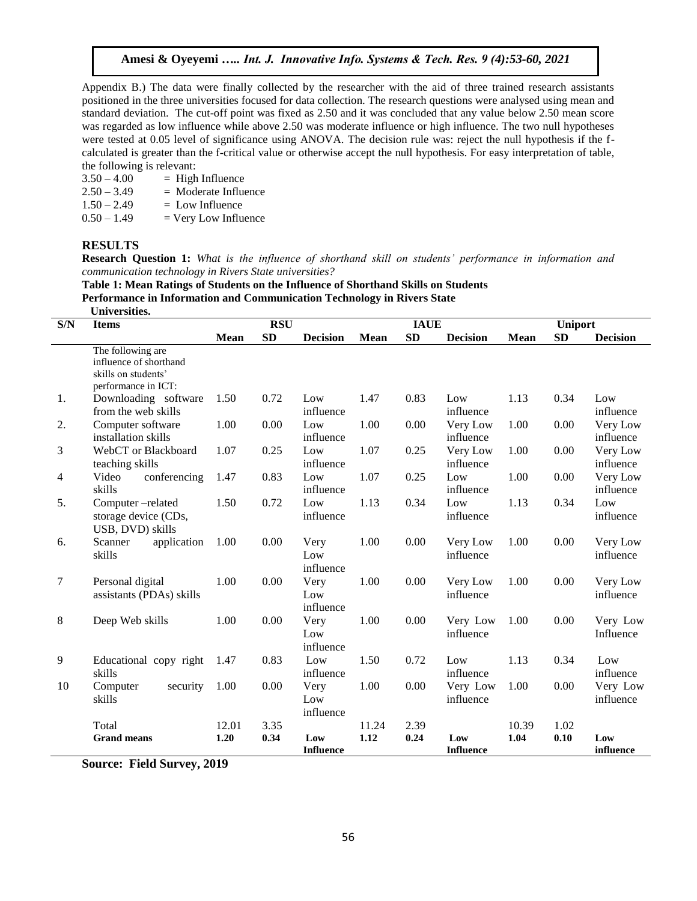Appendix B.) The data were finally collected by the researcher with the aid of three trained research assistants positioned in the three universities focused for data collection. The research questions were analysed using mean and standard deviation. The cut-off point was fixed as 2.50 and it was concluded that any value below 2.50 mean score was regarded as low influence while above 2.50 was moderate influence or high influence. The two null hypotheses were tested at 0.05 level of significance using ANOVA. The decision rule was: reject the null hypothesis if the f-calculated is greater than the f-critical value or otherwise accept the null hypothesis. For easy interpretation of table, the following is relevant:

3.50 – 4.00 = High Influence
2.50 – 3.49 = Moderate Influence
1.50 – 2.49 = Low Influence
0.50 – 1.49 = Very Low Influence

## RESULTS

**Research Question 1:** *What is the influence of shorthand skill on students' performance in information and communication technology in Rivers State universities?*

**Table 1: Mean Ratings of Students on the Influence of Shorthand Skills on Students Performance in Information and Communication Technology in Rivers State Universities.**

| S/N | Items | RSU | | | IAUE | | | Uniport | | |
|---|---|---|---|---|---|---|---|---|---|---|
| | | **Mean** | **SD** | **Decision** | **Mean** | **SD** | **Decision** | **Mean** | **SD** | **Decision** |
| | The following are influence of shorthand skills on students' performance in ICT: | | | | | | | | | |
| 1. | Downloading software from the web skills | 1.50 | 0.72 | Low influence | 1.47 | 0.83 | Low influence | 1.13 | 0.34 | Low influence |
| 2. | Computer software installation skills | 1.00 | 0.00 | Low influence | 1.00 | 0.00 | Very Low influence | 1.00 | 0.00 | Very Low influence |
| 3 | WebCT or Blackboard teaching skills | 1.07 | 0.25 | Low influence | 1.07 | 0.25 | Very Low influence | 1.00 | 0.00 | Very Low influence |
| 4 | Video conferencing skills | 1.47 | 0.83 | Low influence | 1.07 | 0.25 | Low influence | 1.00 | 0.00 | Very Low influence |
| 5. | Computer –related storage device (CDs, USB, DVD) skills | 1.50 | 0.72 | Low influence | 1.13 | 0.34 | Low influence | 1.13 | 0.34 | Low influence |
| 6. | Scanner application skills | 1.00 | 0.00 | Very Low influence | 1.00 | 0.00 | Very Low influence | 1.00 | 0.00 | Very Low influence |
| 7 | Personal digital assistants (PDAs) skills | 1.00 | 0.00 | Very Low influence | 1.00 | 0.00 | Very Low influence | 1.00 | 0.00 | Very Low influence |
| 8 | Deep Web skills | 1.00 | 0.00 | Very Low influence | 1.00 | 0.00 | Very Low influence | 1.00 | 0.00 | Very Low Influence |
| 9 | Educational copy right skills | 1.47 | 0.83 | Low influence | 1.50 | 0.72 | Low influence | 1.13 | 0.34 | Low influence |
| 10 | Computer security skills | 1.00 | 0.00 | Very Low influence | 1.00 | 0.00 | Very Low influence | 1.00 | 0.00 | Very Low influence |
| | Total | 12.01 | 3.35 | | 11.24 | 2.39 | | 10.39 | 1.02 | |
| | **Grand means** | **1.20** | **0.34** | **Low Influence** | **1.12** | **0.24** | **Low Influence** | **1.04** | **0.10** | **Low influence** |

**Source: Field Survey, 2019**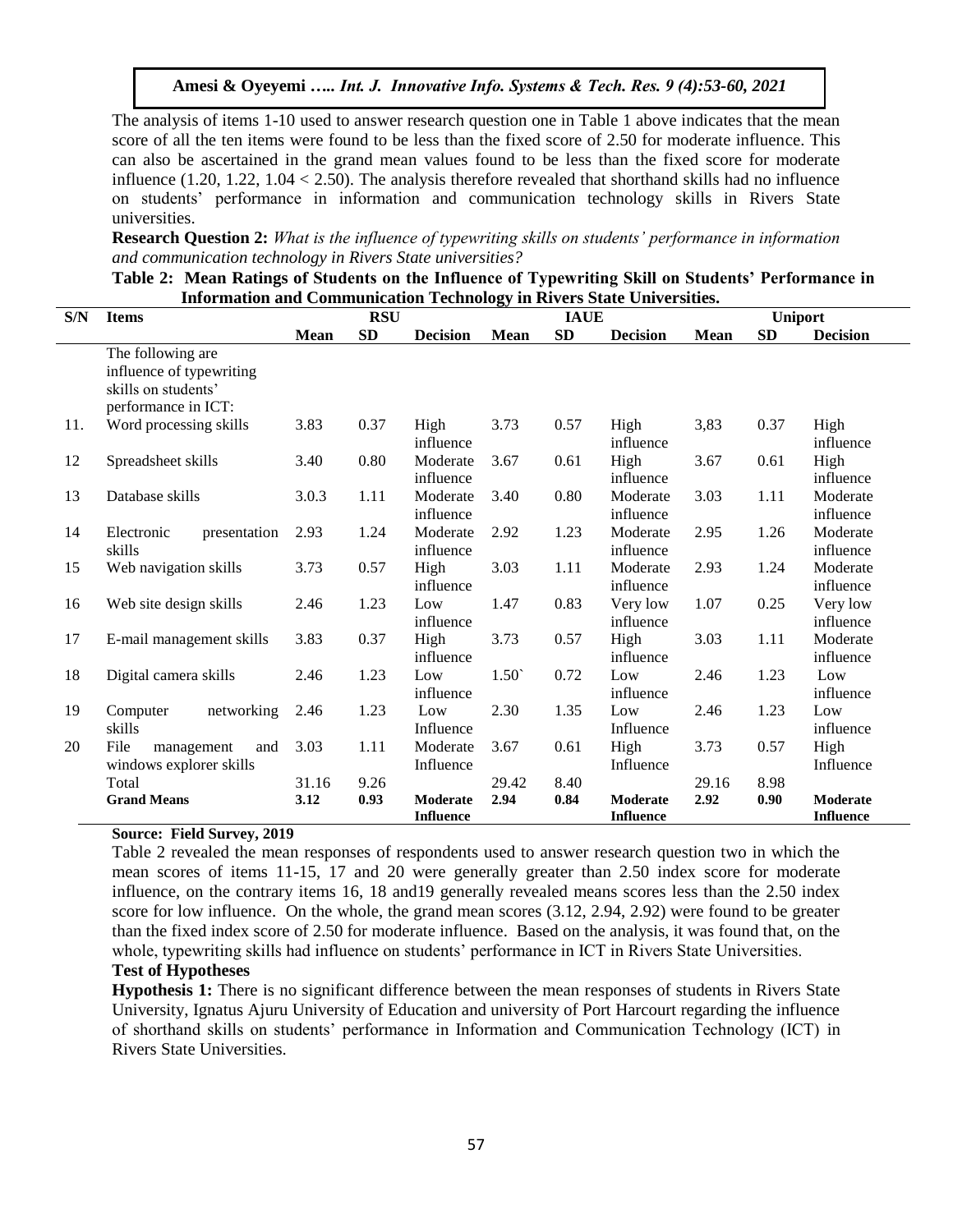The analysis of items 1-10 used to answer research question one in Table 1 above indicates that the mean score of all the ten items were found to be less than the fixed score of 2.50 for moderate influence. This can also be ascertained in the grand mean values found to be less than the fixed score for moderate influence (1.20, 1.22, 1.04 < 2.50). The analysis therefore revealed that shorthand skills had no influence on students' performance in information and communication technology skills in Rivers State universities.

**Research Question 2:** *What is the influence of typewriting skills on students' performance in information and communication technology in Rivers State universities?*

**Table 2: Mean Ratings of Students on the Influence of Typewriting Skill on Students' Performance in Information and Communication Technology in Rivers State Universities.**

| S/N | Items | RSU | | | IAUE | | | Uniport | | |
|---|---|---|---|---|---|---|---|---|---|---|
| | | **Mean** | **SD** | **Decision** | **Mean** | **SD** | **Decision** | **Mean** | **SD** | **Decision** |
| | The following are influence of typewriting skills on students' performance in ICT: | | | | | | | | | |
| 11. | Word processing skills | 3.83 | 0.37 | High influence | 3.73 | 0.57 | High influence | 3,83 | 0.37 | High influence |
| 12 | Spreadsheet skills | 3.40 | 0.80 | Moderate influence | 3.67 | 0.61 | High influence | 3.67 | 0.61 | High influence |
| 13 | Database skills | 3.0.3 | 1.11 | Moderate influence | 3.40 | 0.80 | Moderate influence | 3.03 | 1.11 | Moderate influence |
| 14 | Electronic presentation skills | 2.93 | 1.24 | Moderate influence | 2.92 | 1.23 | Moderate influence | 2.95 | 1.26 | Moderate influence |
| 15 | Web navigation skills | 3.73 | 0.57 | High influence | 3.03 | 1.11 | Moderate influence | 2.93 | 1.24 | Moderate influence |
| 16 | Web site design skills | 2.46 | 1.23 | Low influence | 1.47 | 0.83 | Very low influence | 1.07 | 0.25 | Very low influence |
| 17 | E-mail management skills | 3.83 | 0.37 | High influence | 3.73 | 0.57 | High influence | 3.03 | 1.11 | Moderate influence |
| 18 | Digital camera skills | 2.46 | 1.23 | Low influence | 1.50` | 0.72 | Low influence | 2.46 | 1.23 | Low influence |
| 19 | Computer networking skills | 2.46 | 1.23 | Low Influence | 2.30 | 1.35 | Low Influence | 2.46 | 1.23 | Low influence |
| 20 | File management and windows explorer skills | 3.03 | 1.11 | Moderate Influence | 3.67 | 0.61 | High Influence | 3.73 | 0.57 | High Influence |
| | Total | 31.16 | 9.26 | | 29.42 | 8.40 | | 29.16 | 8.98 | |
| | **Grand Means** | **3.12** | **0.93** | **Moderate Influence** | **2.94** | **0.84** | **Moderate Influence** | **2.92** | **0.90** | **Moderate Influence** |

**Source: Field Survey, 2019**

Table 2 revealed the mean responses of respondents used to answer research question two in which the mean scores of items 11-15, 17 and 20 were generally greater than 2.50 index score for moderate influence, on the contrary items 16, 18 and19 generally revealed means scores less than the 2.50 index score for low influence. On the whole, the grand mean scores (3.12, 2.94, 2.92) were found to be greater than the fixed index score of 2.50 for moderate influence. Based on the analysis, it was found that, on the whole, typewriting skills had influence on students' performance in ICT in Rivers State Universities.

### Test of Hypotheses

**Hypothesis 1:** There is no significant difference between the mean responses of students in Rivers State University, Ignatus Ajuru University of Education and university of Port Harcourt regarding the influence of shorthand skills on students' performance in Information and Communication Technology (ICT) in Rivers State Universities.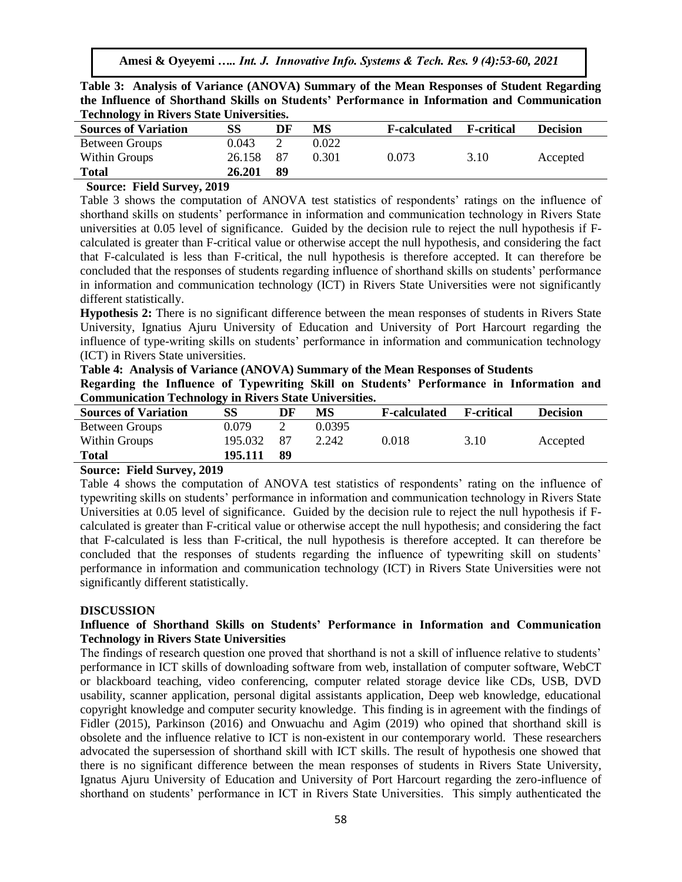**Table 3: Analysis of Variance (ANOVA) Summary of the Mean Responses of Student Regarding the Influence of Shorthand Skills on Students' Performance in Information and Communication Technology in Rivers State Universities.**

| Sources of Variation | SS | DF | MS | F-calculated | F-critical | Decision |
|---|---|---|---|---|---|---|
| Between Groups | 0.043 | 2 | 0.022 | | | |
| Within Groups | 26.158 | 87 | 0.301 | 0.073 | 3.10 | Accepted |
| **Total** | **26.201** | **89** | | | | |

**Source: Field Survey, 2019**

Table 3 shows the computation of ANOVA test statistics of respondents' ratings on the influence of shorthand skills on students' performance in information and communication technology in Rivers State universities at 0.05 level of significance. Guided by the decision rule to reject the null hypothesis if F-calculated is greater than F-critical value or otherwise accept the null hypothesis, and considering the fact that F-calculated is less than F-critical, the null hypothesis is therefore accepted. It can therefore be concluded that the responses of students regarding influence of shorthand skills on students' performance in information and communication technology (ICT) in Rivers State Universities were not significantly different statistically.

**Hypothesis 2:** There is no significant difference between the mean responses of students in Rivers State University, Ignatius Ajuru University of Education and University of Port Harcourt regarding the influence of type-writing skills on students' performance in information and communication technology (ICT) in Rivers State universities.

**Table 4: Analysis of Variance (ANOVA) Summary of the Mean Responses of Students Regarding the Influence of Typewriting Skill on Students' Performance in Information and Communication Technology in Rivers State Universities.**

| Sources of Variation | SS | DF | MS | F-calculated | F-critical | Decision |
|---|---|---|---|---|---|---|
| Between Groups | 0.079 | 2 | 0.0395 | | | |
| Within Groups | 195.032 | 87 | 2.242 | 0.018 | 3.10 | Accepted |
| **Total** | **195.111** | **89** | | | | |

**Source: Field Survey, 2019**

Table 4 shows the computation of ANOVA test statistics of respondents' rating on the influence of typewriting skills on students' performance in information and communication technology in Rivers State Universities at 0.05 level of significance. Guided by the decision rule to reject the null hypothesis if F-calculated is greater than F-critical value or otherwise accept the null hypothesis; and considering the fact that F-calculated is less than F-critical, the null hypothesis is therefore accepted. It can therefore be concluded that the responses of students regarding the influence of typewriting skill on students' performance in information and communication technology (ICT) in Rivers State Universities were not significantly different statistically.

## DISCUSSION

### Influence of Shorthand Skills on Students' Performance in Information and Communication Technology in Rivers State Universities

The findings of research question one proved that shorthand is not a skill of influence relative to students' performance in ICT skills of downloading software from web, installation of computer software, WebCT or blackboard teaching, video conferencing, computer related storage device like CDs, USB, DVD usability, scanner application, personal digital assistants application, Deep web knowledge, educational copyright knowledge and computer security knowledge. This finding is in agreement with the findings of Fidler (2015), Parkinson (2016) and Onwuachu and Agim (2019) who opined that shorthand skill is obsolete and the influence relative to ICT is non-existent in our contemporary world. These researchers advocated the supersession of shorthand skill with ICT skills. The result of hypothesis one showed that there is no significant difference between the mean responses of students in Rivers State University, Ignatus Ajuru University of Education and University of Port Harcourt regarding the zero-influence of shorthand on students' performance in ICT in Rivers State Universities. This simply authenticated the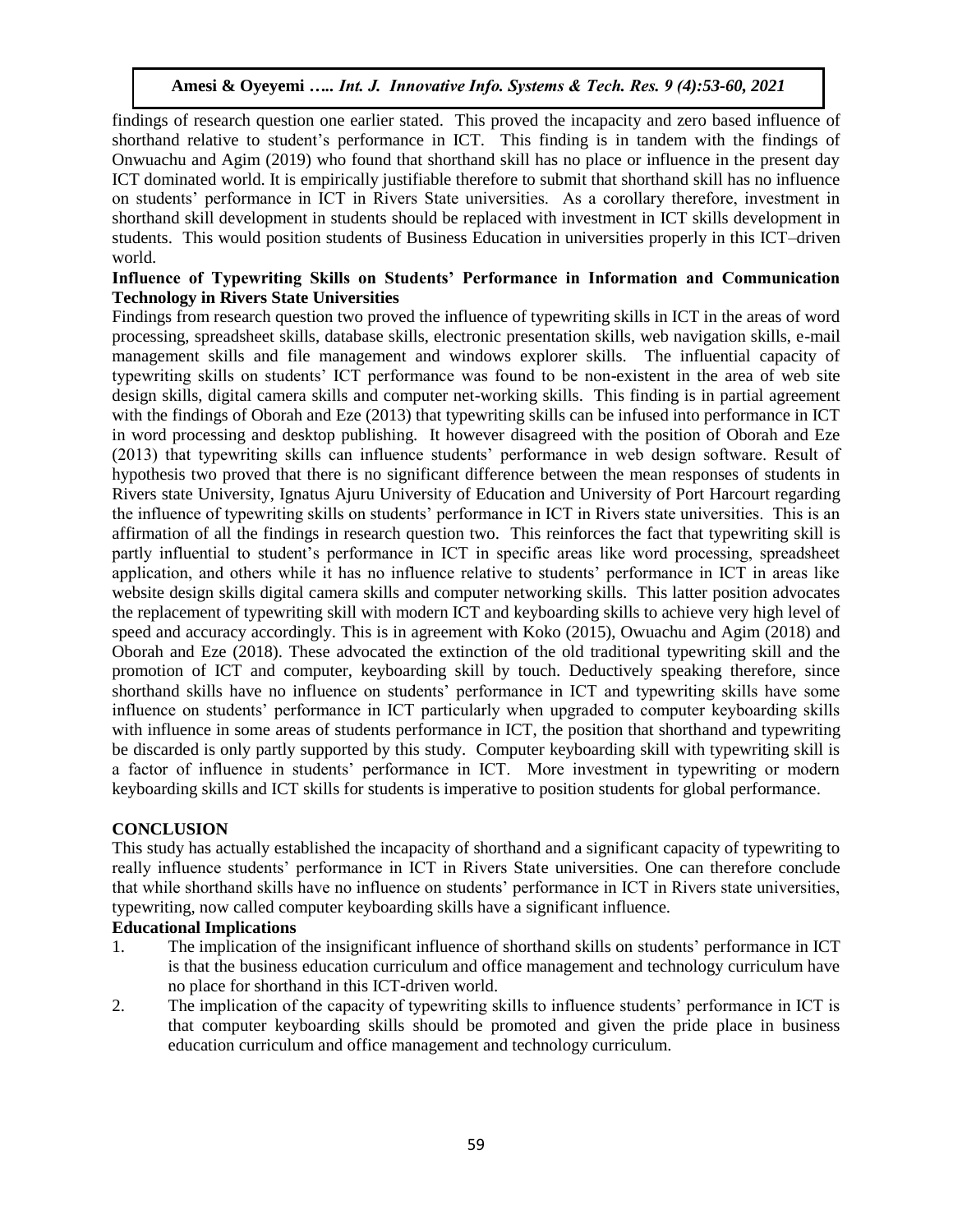findings of research question one earlier stated. This proved the incapacity and zero based influence of shorthand relative to student's performance in ICT. This finding is in tandem with the findings of Onwuachu and Agim (2019) who found that shorthand skill has no place or influence in the present day ICT dominated world. It is empirically justifiable therefore to submit that shorthand skill has no influence on students' performance in ICT in Rivers State universities. As a corollary therefore, investment in shorthand skill development in students should be replaced with investment in ICT skills development in students. This would position students of Business Education in universities properly in this ICT–driven world.

**Influence of Typewriting Skills on Students' Performance in Information and Communication Technology in Rivers State Universities**

Findings from research question two proved the influence of typewriting skills in ICT in the areas of word processing, spreadsheet skills, database skills, electronic presentation skills, web navigation skills, e-mail management skills and file management and windows explorer skills. The influential capacity of typewriting skills on students' ICT performance was found to be non-existent in the area of web site design skills, digital camera skills and computer net-working skills. This finding is in partial agreement with the findings of Oborah and Eze (2013) that typewriting skills can be infused into performance in ICT in word processing and desktop publishing. It however disagreed with the position of Oborah and Eze (2013) that typewriting skills can influence students' performance in web design software. Result of hypothesis two proved that there is no significant difference between the mean responses of students in Rivers state University, Ignatus Ajuru University of Education and University of Port Harcourt regarding the influence of typewriting skills on students' performance in ICT in Rivers state universities. This is an affirmation of all the findings in research question two. This reinforces the fact that typewriting skill is partly influential to student's performance in ICT in specific areas like word processing, spreadsheet application, and others while it has no influence relative to students' performance in ICT in areas like website design skills digital camera skills and computer networking skills. This latter position advocates the replacement of typewriting skill with modern ICT and keyboarding skills to achieve very high level of speed and accuracy accordingly. This is in agreement with Koko (2015), Owuachu and Agim (2018) and Oborah and Eze (2018). These advocated the extinction of the old traditional typewriting skill and the promotion of ICT and computer, keyboarding skill by touch. Deductively speaking therefore, since shorthand skills have no influence on students' performance in ICT and typewriting skills have some influence on students' performance in ICT particularly when upgraded to computer keyboarding skills with influence in some areas of students performance in ICT, the position that shorthand and typewriting be discarded is only partly supported by this study. Computer keyboarding skill with typewriting skill is a factor of influence in students' performance in ICT. More investment in typewriting or modern keyboarding skills and ICT skills for students is imperative to position students for global performance.

## CONCLUSION

This study has actually established the incapacity of shorthand and a significant capacity of typewriting to really influence students' performance in ICT in Rivers State universities. One can therefore conclude that while shorthand skills have no influence on students' performance in ICT in Rivers state universities, typewriting, now called computer keyboarding skills have a significant influence.

### Educational Implications

1. The implication of the insignificant influence of shorthand skills on students' performance in ICT is that the business education curriculum and office management and technology curriculum have no place for shorthand in this ICT-driven world.
2. The implication of the capacity of typewriting skills to influence students' performance in ICT is that computer keyboarding skills should be promoted and given the pride place in business education curriculum and office management and technology curriculum.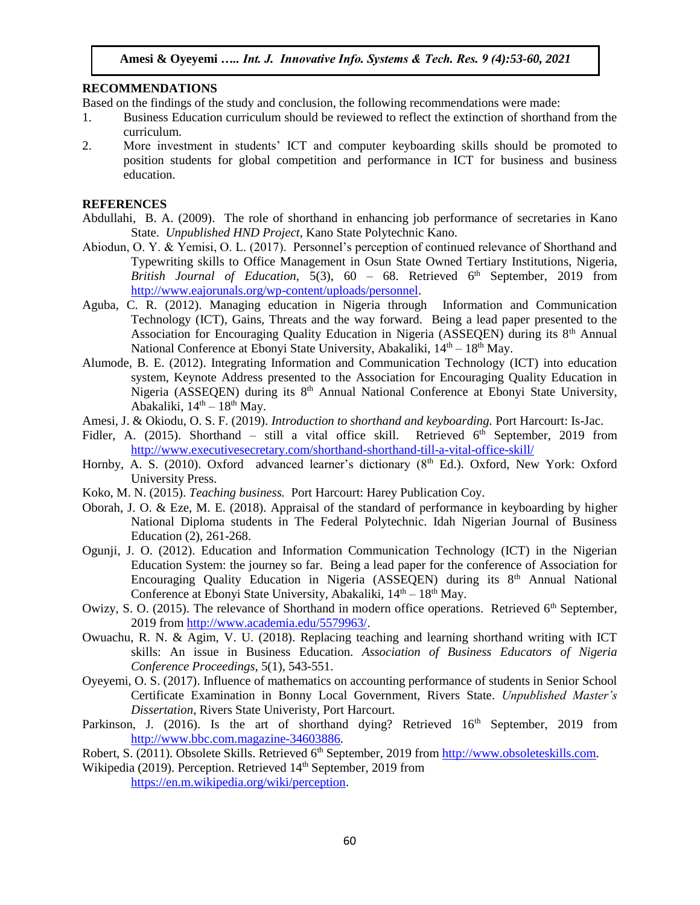## RECOMMENDATIONS

Based on the findings of the study and conclusion, the following recommendations were made:

1. Business Education curriculum should be reviewed to reflect the extinction of shorthand from the curriculum.
2. More investment in students' ICT and computer keyboarding skills should be promoted to position students for global competition and performance in ICT for business and business education.

## REFERENCES

Abdullahi, B. A. (2009). The role of shorthand in enhancing job performance of secretaries in Kano State. *Unpublished HND Project*, Kano State Polytechnic Kano.

Abiodun, O. Y. & Yemisi, O. L. (2017). Personnel's perception of continued relevance of Shorthand and Typewriting skills to Office Management in Osun State Owned Tertiary Institutions, Nigeria, *British Journal of Education*, 5(3), 60 – 68. Retrieved 6th September, 2019 from http://www.eajorunals.org/wp-content/uploads/personnel.

Aguba, C. R. (2012). Managing education in Nigeria through Information and Communication Technology (ICT), Gains, Threats and the way forward. Being a lead paper presented to the Association for Encouraging Quality Education in Nigeria (ASSEQEN) during its 8th Annual National Conference at Ebonyi State University, Abakaliki, 14th – 18th May.

Alumode, B. E. (2012). Integrating Information and Communication Technology (ICT) into education system, Keynote Address presented to the Association for Encouraging Quality Education in Nigeria (ASSEQEN) during its 8th Annual National Conference at Ebonyi State University, Abakaliki, 14th – 18th May.

Amesi, J. & Okiodu, O. S. F. (2019). *Introduction to shorthand and keyboarding.* Port Harcourt: Is-Jac.

Fidler, A. (2015). Shorthand – still a vital office skill. Retrieved 6th September, 2019 from http://www.executivesecretary.com/shorthand-shorthand-till-a-vital-office-skill/

Hornby, A. S. (2010). Oxford advanced learner's dictionary (8th Ed.). Oxford, New York: Oxford University Press.

Koko, M. N. (2015). *Teaching business.* Port Harcourt: Harey Publication Coy.

Oborah, J. O. & Eze, M. E. (2018). Appraisal of the standard of performance in keyboarding by higher National Diploma students in The Federal Polytechnic. Idah Nigerian Journal of Business Education (2), 261-268.

Ogunji, J. O. (2012). Education and Information Communication Technology (ICT) in the Nigerian Education System: the journey so far. Being a lead paper for the conference of Association for Encouraging Quality Education in Nigeria (ASSEQEN) during its 8th Annual National Conference at Ebonyi State University, Abakaliki, 14th – 18th May.

Owizy, S. O. (2015). The relevance of Shorthand in modern office operations. Retrieved 6th September, 2019 from http://www.academia.edu/5579963/.

Owuachu, R. N. & Agim, V. U. (2018). Replacing teaching and learning shorthand writing with ICT skills: An issue in Business Education. *Association of Business Educators of Nigeria Conference Proceedings*, 5(1), 543-551.

Oyeyemi, O. S. (2017). Influence of mathematics on accounting performance of students in Senior School Certificate Examination in Bonny Local Government, Rivers State. *Unpublished Master's Dissertation*, Rivers State Univeristy, Port Harcourt.

Parkinson, J. (2016). Is the art of shorthand dying? Retrieved 16th September, 2019 from http://www.bbc.com.magazine-34603886.

Robert, S. (2011). Obsolete Skills. Retrieved 6th September, 2019 from http://www.obsoleteskills.com.

Wikipedia (2019). Perception. Retrieved 14th September, 2019 from https://en.m.wikipedia.org/wiki/perception.